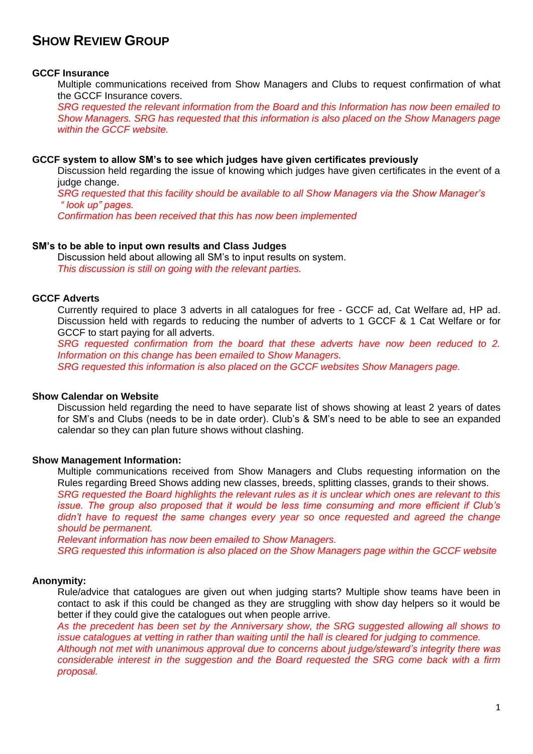# SHOW REVIEW GROUP

### GCCF Insurance

Multiple communications received from Show Managers and Clubs to request confirmation of what the GCCF Insurance covers.

*SRG requested the relevant information from the Board and this Information has now been emailed to Show Managers. SRG has requested that this information is also placed on the Show Managers page within the GCCF website.*

### GCCF system to allow SM's to see which judges have given certificates previously

Discussion held regarding the issue of knowing which judges have given certificates in the event of a judge change.

*SRG requested that this facility should be available to all Show Managers via the Show Manager's " look up" pages.*

*Confirmation has been received that this has now been implemented*

### SM's to be able to input own results and Class Judges

Discussion held about allowing all SM's to input results on system.

*This discussion is still on going with the relevant parties.*

### GCCF Adverts

Currently required to place 3 adverts in all catalogues for free - GCCF ad, Cat Welfare ad, HP ad. Discussion held with regards to reducing the number of adverts to 1 GCCF & 1 Cat Welfare or for GCCF to start paying for all adverts.

*SRG requested confirmation from the board that these adverts have now been reduced to 2. Information on this change has been emailed to Show Managers.*

*SRG requested this information is also placed on the GCCF websites Show Managers page.*

### Show Calendar on Website

Discussion held regarding the need to have separate list of shows showing at least 2 years of dates for SM's and Clubs (needs to be in date order). Club's & SM's need to be able to see an expanded calendar so they can plan future shows without clashing.

### Show Management Information:

Multiple communications received from Show Managers and Clubs requesting information on the Rules regarding Breed Shows adding new classes, breeds, splitting classes, grands to their shows.

*SRG requested the Board highlights the relevant rules as it is unclear which ones are relevant to this issue. The group also proposed that it would be less time consuming and more efficient if Club's didn't have to request the same changes every year so once requested and agreed the change should be permanent.*

*Relevant information has now been emailed to Show Managers.*

*SRG requested this information is also placed on the Show Managers page within the GCCF website*

### Anonymity:

Rule/advice that catalogues are given out when judging starts? Multiple show teams have been in contact to ask if this could be changed as they are struggling with show day helpers so it would be better if they could give the catalogues out when people arrive.

*As the precedent has been set by the Anniversary show, the SRG suggested allowing all shows to issue catalogues at vetting in rather than waiting until the hall is cleared for judging to commence.*

*Although not met with unanimous approval due to concerns about judge/steward's integrity there was considerable interest in the suggestion and the Board requested the SRG come back with a firm proposal.*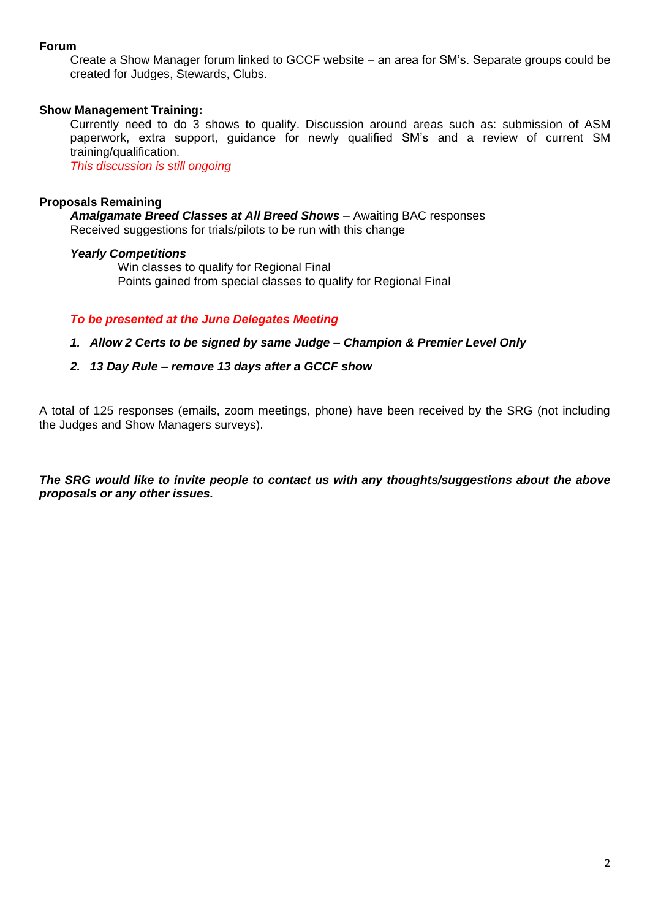**Forum**

Create a Show Manager forum linked to GCCF website – an area for SM's. Separate groups could be created for Judges, Stewards, Clubs.

**Show Management Training:**

Currently need to do 3 shows to qualify. Discussion around areas such as: submission of ASM paperwork, extra support, guidance for newly qualified SM's and a review of current SM training/qualification.

*This discussion is still ongoing*

**Proposals Remaining**

***Amalgamate Breed Classes at All Breed Shows*** – Awaiting BAC responses
Received suggestions for trials/pilots to be run with this change

***Yearly Competitions***

Win classes to qualify for Regional Final
Points gained from special classes to qualify for Regional Final

***To be presented at the June Delegates Meeting***

1. ***Allow 2 Certs to be signed by same Judge – Champion & Premier Level Only***
2. ***13 Day Rule – remove 13 days after a GCCF show***

A total of 125 responses (emails, zoom meetings, phone) have been received by the SRG (not including the Judges and Show Managers surveys).

***The SRG would like to invite people to contact us with any thoughts/suggestions about the above proposals or any other issues.***